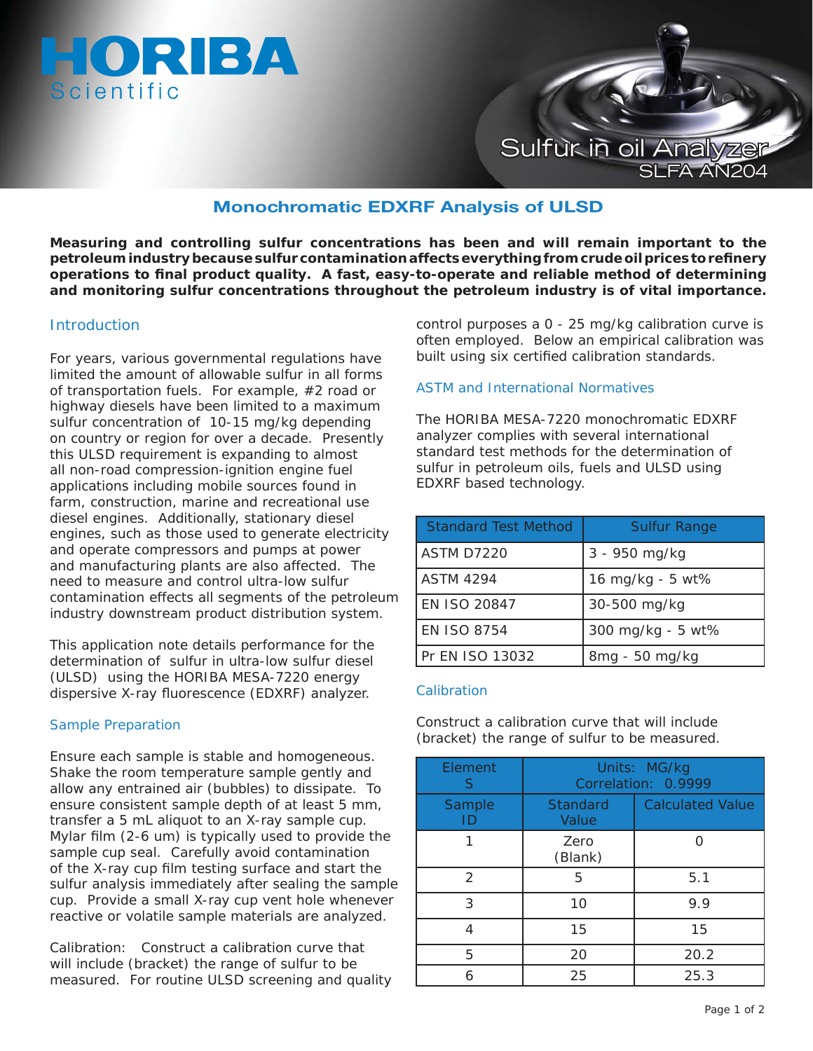HORIBA

Scientific

Sulfur in oil Analyzer

SLFA AN204

# Monochromatic EDXRF Analysis of ULSD

**Measuring and controlling sulfur concentrations has been and will remain important to the petroleum industry because sulfur contamination affects everything from crude oil prices to refinery operations to final product quality. A fast, easy-to-operate and reliable method of determining and monitoring sulfur concentrations throughout the petroleum industry is of vital importance.**

## Introduction

For years, various governmental regulations have limited the amount of allowable sulfur in all forms of transportation fuels. For example, #2 road or highway diesels have been limited to a maximum sulfur concentration of 10-15 mg/kg depending on country or region for over a decade. Presently this ULSD requirement is expanding to almost all non-road compression-ignition engine fuel applications including mobile sources found in farm, construction, marine and recreational use diesel engines. Additionally, stationary diesel engines, such as those used to generate electricity and operate compressors and pumps at power and manufacturing plants are also affected. The need to measure and control ultra-low sulfur contamination effects all segments of the petroleum industry downstream product distribution system.

This application note details performance for the determination of sulfur in ultra-low sulfur diesel (ULSD) using the HORIBA MESA-7220 energy dispersive X-ray fluorescence (EDXRF) analyzer.

## Sample Preparation

Ensure each sample is stable and homogeneous. Shake the room temperature sample gently and allow any entrained air (bubbles) to dissipate. To ensure consistent sample depth of at least 5 mm, transfer a 5 mL aliquot to an X-ray sample cup. Mylar film (2-6 um) is typically used to provide the sample cup seal. Carefully avoid contamination of the X-ray cup film testing surface and start the sulfur analysis immediately after sealing the sample cup. Provide a small X-ray cup vent hole whenever reactive or volatile sample materials are analyzed.

Calibration: Construct a calibration curve that will include (bracket) the range of sulfur to be measured. For routine ULSD screening and quality control purposes a 0 - 25 mg/kg calibration curve is often employed. Below an empirical calibration was built using six certified calibration standards.

## ASTM and International Normatives

The HORIBA MESA-7220 monochromatic EDXRF analyzer complies with several international standard test methods for the determination of sulfur in petroleum oils, fuels and ULSD using EDXRF based technology.

| Standard Test Method | Sulfur Range |
|---|---|
| ASTM D7220 | 3 - 950 mg/kg |
| ASTM 4294 | 16 mg/kg - 5 wt% |
| EN ISO 20847 | 30-500 mg/kg |
| EN ISO 8754 | 300 mg/kg - 5 wt% |
| Pr EN ISO 13032 | 8mg - 50 mg/kg |

## Calibration

Construct a calibration curve that will include (bracket) the range of sulfur to be measured.

| Element S | Units: MG/kg Correlation: 0.9999 | |
|---|---|---|
| Sample ID | Standard Value | Calculated Value |
| 1 | Zero (Blank) | 0 |
| 2 | 5 | 5.1 |
| 3 | 10 | 9.9 |
| 4 | 15 | 15 |
| 5 | 20 | 20.2 |
| 6 | 25 | 25.3 |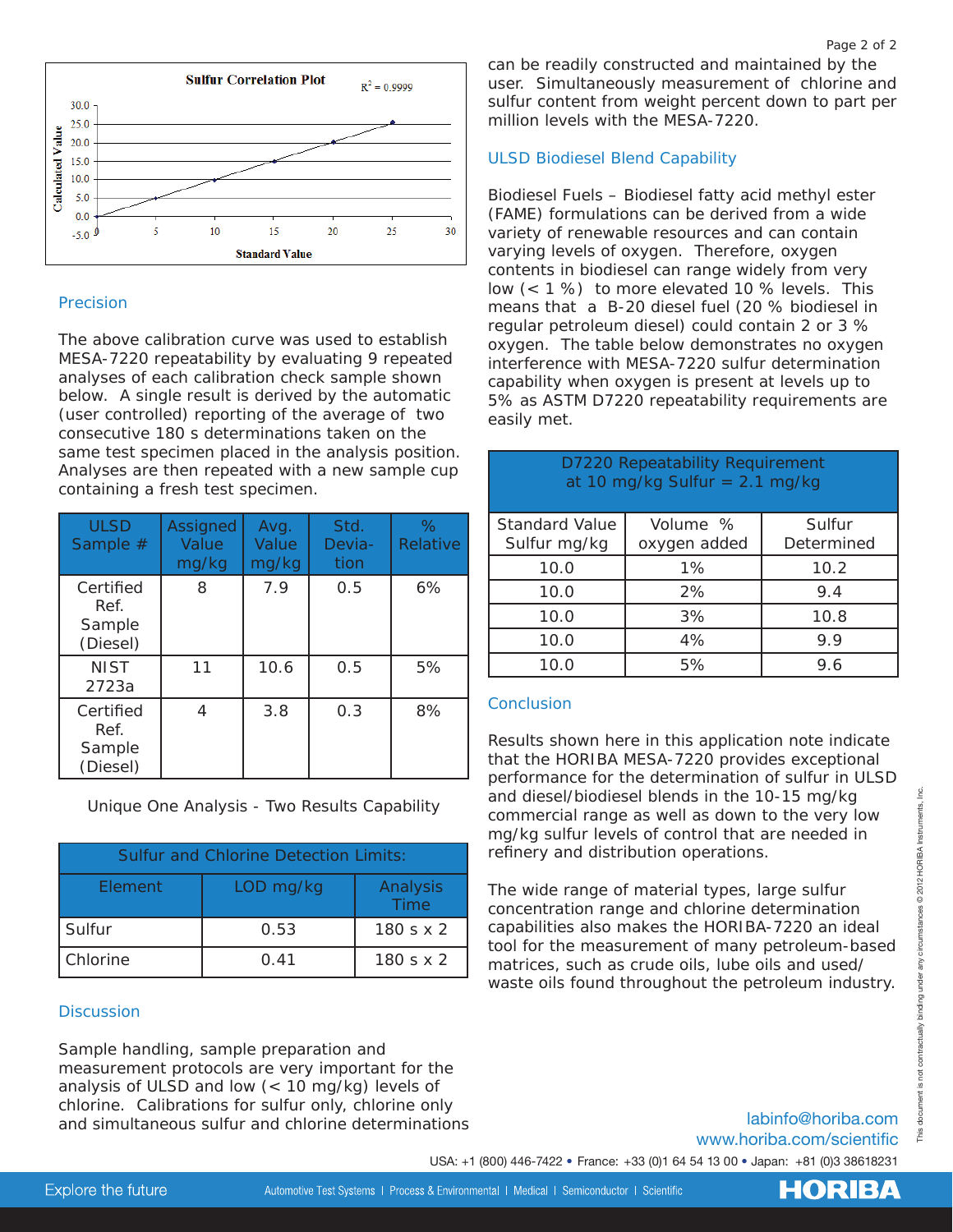Sulfur Correlation Plot

$R^2 = 0.9999$

Calculated Value

30.0
25.0
20.0
15.0
10.0
5.0
0.0
-5.0

0
5
10
15
20
25
30

Standard Value

## Precision

The above calibration curve was used to establish MESA-7220 repeatability by evaluating 9 repeated analyses of each calibration check sample shown below. A single result is derived by the automatic (user controlled) reporting of the average of two consecutive 180 s determinations taken on the same test specimen placed in the analysis position. Analyses are then repeated with a new sample cup containing a fresh test specimen.

| ULSD Sample # | Assigned Value mg/kg | Avg. Value mg/kg | Std. Devia-tion | % Relative |
|---|---|---|---|---|
| Certified Ref. Sample (Diesel) | 8 | 7.9 | 0.5 | 6% |
| NIST 2723a | 11 | 10.6 | 0.5 | 5% |
| Certified Ref. Sample (Diesel) | 4 | 3.8 | 0.3 | 8% |

Unique One Analysis - Two Results Capability

| Sulfur and Chlorine Detection Limits: | | |
|---|---|---|
| Element | LOD mg/kg | Analysis Time |
| Sulfur | 0.53 | 180 s x 2 |
| Chlorine | 0.41 | 180 s x 2 |

## Discussion

Sample handling, sample preparation and measurement protocols are very important for the analysis of ULSD and low (< 10 mg/kg) levels of chlorine. Calibrations for sulfur only, chlorine only and simultaneous sulfur and chlorine determinations can be readily constructed and maintained by the user. Simultaneously measurement of chlorine and sulfur content from weight percent down to part per million levels with the MESA-7220.

## ULSD Biodiesel Blend Capability

Biodiesel Fuels – Biodiesel fatty acid methyl ester (FAME) formulations can be derived from a wide variety of renewable resources and can contain varying levels of oxygen. Therefore, oxygen contents in biodiesel can range widely from very low (< 1 %) to more elevated 10 % levels. This means that a B-20 diesel fuel (20 % biodiesel in regular petroleum diesel) could contain 2 or 3 % oxygen. The table below demonstrates no oxygen interference with MESA-7220 sulfur determination capability when oxygen is present at levels up to 5% as ASTM D7220 repeatability requirements are easily met.

| D7220 Repeatability Requirement at 10 mg/kg Sulfur = 2.1 mg/kg | | |
|---|---|---|
| Standard Value Sulfur mg/kg | Volume % oxygen added | Sulfur Determined |
| 10.0 | 1% | 10.2 |
| 10.0 | 2% | 9.4 |
| 10.0 | 3% | 10.8 |
| 10.0 | 4% | 9.9 |
| 10.0 | 5% | 9.6 |

## Conclusion

Results shown here in this application note indicate that the HORIBA MESA-7220 provides exceptional performance for the determination of sulfur in ULSD and diesel/biodiesel blends in the 10-15 mg/kg commercial range as well as down to the very low mg/kg sulfur levels of control that are needed in refinery and distribution operations.

The wide range of material types, large sulfur concentration range and chlorine determination capabilities also makes the HORIBA-7220 an ideal tool for the measurement of many petroleum-based matrices, such as crude oils, lube oils and used/ waste oils found throughout the petroleum industry.

labinfo@horiba.com
www.horiba.com/scientific

USA: +1 (800) 446-7422 • France: +33 (0)1 64 54 13 00 • Japan: +81 (0)3 38618231

This document is not contractually binding under any circumstances © 2012 HORIBA Instruments, Inc.

Explore the future | Automotive Test Systems | Process & Environmental | Medical | Semiconductor | Scientific | HORIBA